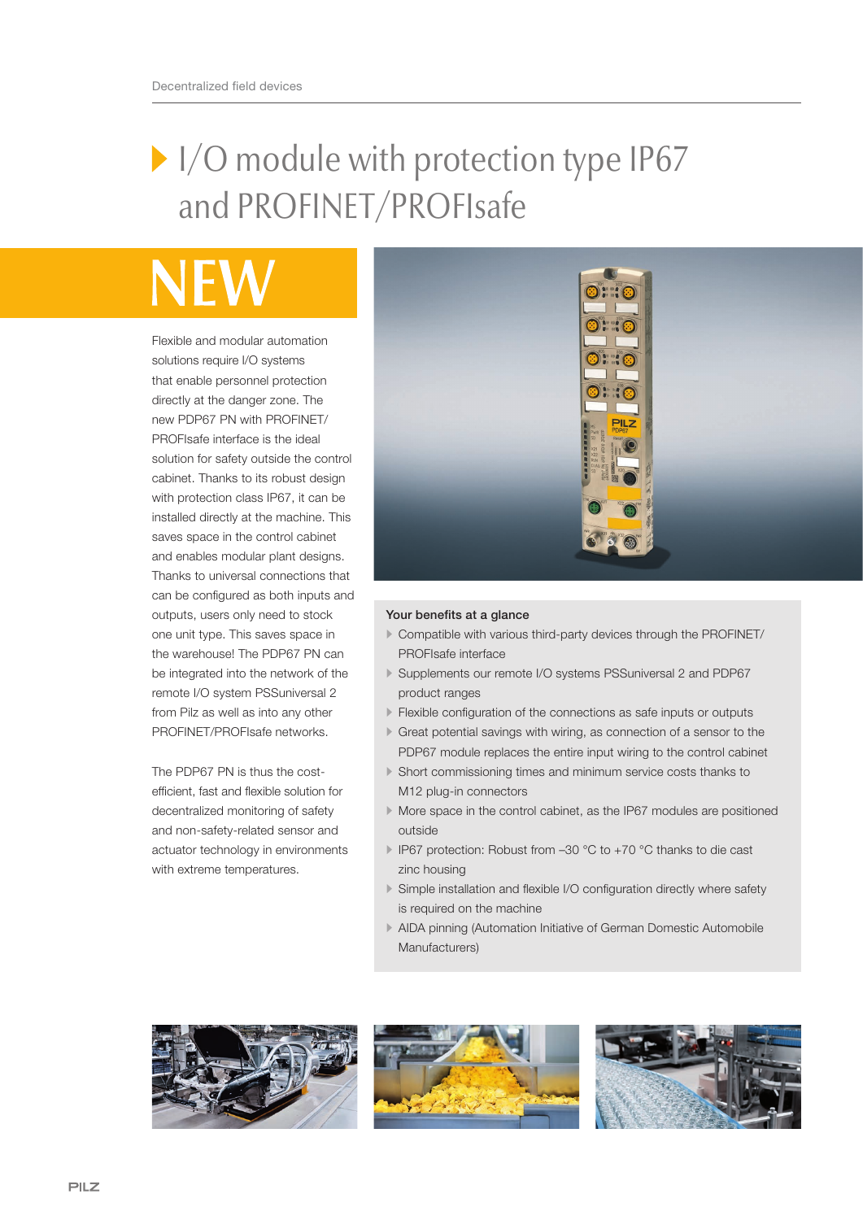# I/O module with protection type IP67 and PROFINET/PROFIsafe

## NEW

Flexible and modular automation solutions require I/O systems that enable personnel protection directly at the danger zone. The new PDP67 PN with PROFINET/PROFIsafe interface is the ideal solution for safety outside the control cabinet. Thanks to its robust design with protection class IP67, it can be installed directly at the machine. This saves space in the control cabinet and enables modular plant designs. Thanks to universal connections that can be configured as both inputs and outputs, users only need to stock one unit type. This saves space in the warehouse! The PDP67 PN can be integrated into the network of the remote I/O system PSSuniversal 2 from Pilz as well as into any other PROFINET/PROFIsafe networks.

The PDP67 PN is thus the cost-efficient, fast and flexible solution for decentralized monitoring of safety and non-safety-related sensor and actuator technology in environments with extreme temperatures.

### Your benefits at a glance

- Compatible with various third-party devices through the PROFINET/PROFIsafe interface
- Supplements our remote I/O systems PSSuniversal 2 and PDP67 product ranges
- Flexible configuration of the connections as safe inputs or outputs
- Great potential savings with wiring, as connection of a sensor to the PDP67 module replaces the entire input wiring to the control cabinet
- Short commissioning times and minimum service costs thanks to M12 plug-in connectors
- More space in the control cabinet, as the IP67 modules are positioned outside
- IP67 protection: Robust from –30 °C to +70 °C thanks to die cast zinc housing
- Simple installation and flexible I/O configuration directly where safety is required on the machine
- AIDA pinning (Automation Initiative of German Domestic Automobile Manufacturers)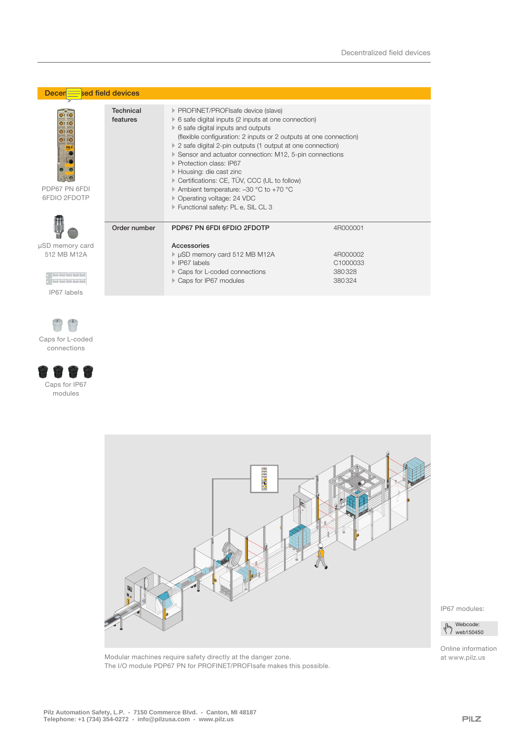## Decentralised field devices

PDP67 PN 6FDI 6FDIO 2FDOTP

µSD memory card 512 MB M12A

IP67 labels

Caps for L-coded connections

Caps for IP67 modules

| | | |
|---|---|---|
| **Technical features** | ▸ PROFINET/PROFIsafe device (slave)<br>▸ 6 safe digital inputs (2 inputs at one connection)<br>▸ 6 safe digital inputs and outputs (flexible configuration: 2 inputs or 2 outputs at one connection)<br>▸ 2 safe digital 2-pin outputs (1 output at one connection)<br>▸ Sensor and actuator connection: M12, 5-pin connections<br>▸ Protection class: IP67<br>▸ Housing: die cast zinc<br>▸ Certifications: CE, TÜV, CCC (UL to follow)<br>▸ Ambient temperature: –30 °C to +70 °C<br>▸ Operating voltage: 24 VDC<br>▸ Functional safety: PL e, SIL CL 3 | |
| **Order number** | **PDP67 PN 6FDI 6FDIO 2FDOTP** | 4R000001 |
| | **Accessories** | |
| | ▸ µSD memory card 512 MB M12A | 4R000002 |
| | ▸ IP67 labels | C1000033 |
| | ▸ Caps for L-coded connections | 380328 |
| | ▸ Caps for IP67 modules | 380324 |

Modular machines require safety directly at the danger zone.
The I/O module PDP67 PN for PROFINET/PROFIsafe makes this possible.

IP67 modules:

Webcode: web150450

Online information at www.pilz.us

**Pilz Automation Safety, L.P. - 7150 Commerce Blvd. - Canton, MI 48187**
**Telephone: +1 (734) 354-0272 - info@pilzusa.com - www.pilz.us**